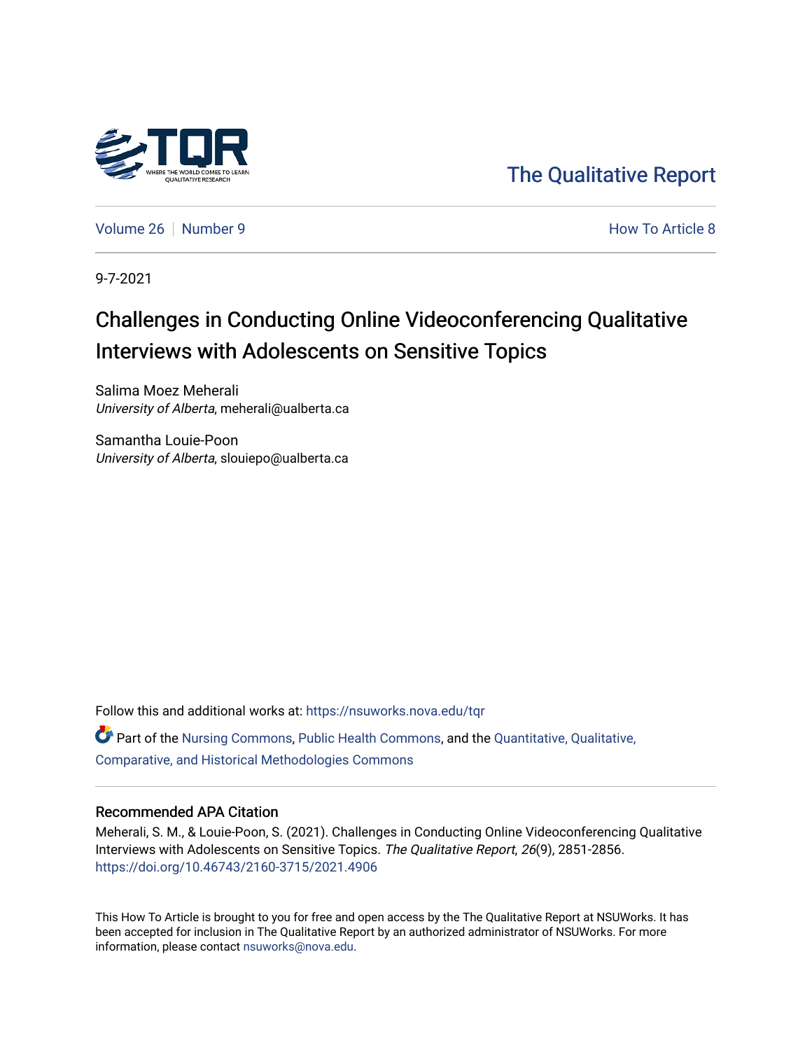The Qualitative Report

Volume 26 | Number 9 How To Article 8

9-7-2021

# Challenges in Conducting Online Videoconferencing Qualitative Interviews with Adolescents on Sensitive Topics

Salima Moez Meherali
*University of Alberta*, meherali@ualberta.ca

Samantha Louie-Poon
*University of Alberta*, slouiepo@ualberta.ca

Follow this and additional works at: https://nsuworks.nova.edu/tqr

Part of the Nursing Commons, Public Health Commons, and the Quantitative, Qualitative, Comparative, and Historical Methodologies Commons

## Recommended APA Citation

Meherali, S. M., & Louie-Poon, S. (2021). Challenges in Conducting Online Videoconferencing Qualitative Interviews with Adolescents on Sensitive Topics. *The Qualitative Report*, *26*(9), 2851-2856. https://doi.org/10.46743/2160-3715/2021.4906

This How To Article is brought to you for free and open access by the The Qualitative Report at NSUWorks. It has been accepted for inclusion in The Qualitative Report by an authorized administrator of NSUWorks. For more information, please contact nsuworks@nova.edu.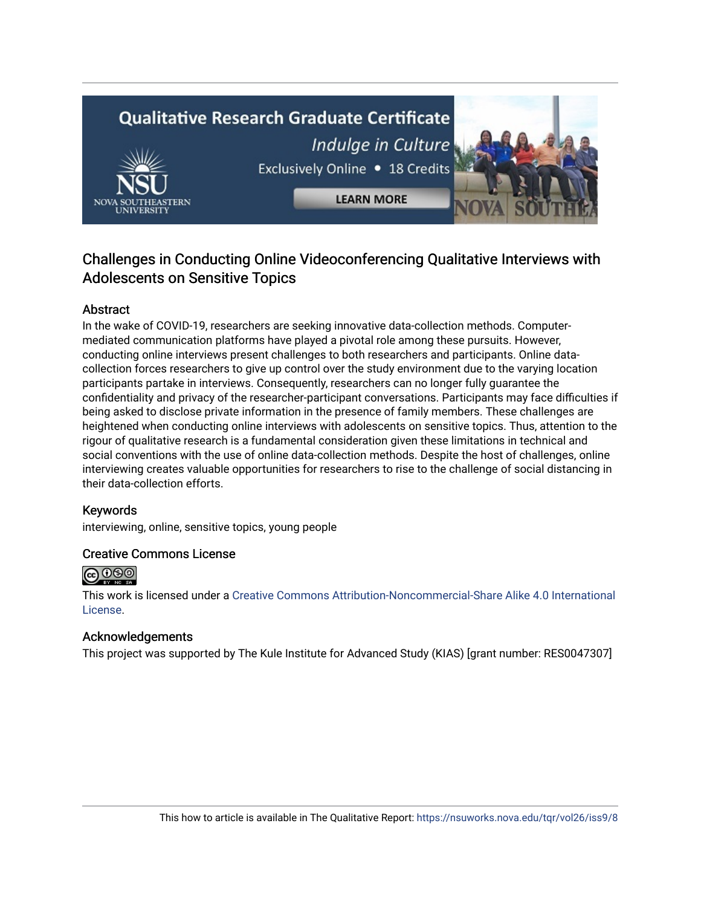# Challenges in Conducting Online Videoconferencing Qualitative Interviews with Adolescents on Sensitive Topics

## Abstract

In the wake of COVID-19, researchers are seeking innovative data-collection methods. Computer-mediated communication platforms have played a pivotal role among these pursuits. However, conducting online interviews present challenges to both researchers and participants. Online data-collection forces researchers to give up control over the study environment due to the varying location participants partake in interviews. Consequently, researchers can no longer fully guarantee the confidentiality and privacy of the researcher-participant conversations. Participants may face difficulties if being asked to disclose private information in the presence of family members. These challenges are heightened when conducting online interviews with adolescents on sensitive topics. Thus, attention to the rigour of qualitative research is a fundamental consideration given these limitations in technical and social conventions with the use of online data-collection methods. Despite the host of challenges, online interviewing creates valuable opportunities for researchers to rise to the challenge of social distancing in their data-collection efforts.

## Keywords

interviewing, online, sensitive topics, young people

## Creative Commons License

This work is licensed under a Creative Commons Attribution-Noncommercial-Share Alike 4.0 International License.

## Acknowledgements

This project was supported by The Kule Institute for Advanced Study (KIAS) [grant number: RES0047307]

This how to article is available in The Qualitative Report: https://nsuworks.nova.edu/tqr/vol26/iss9/8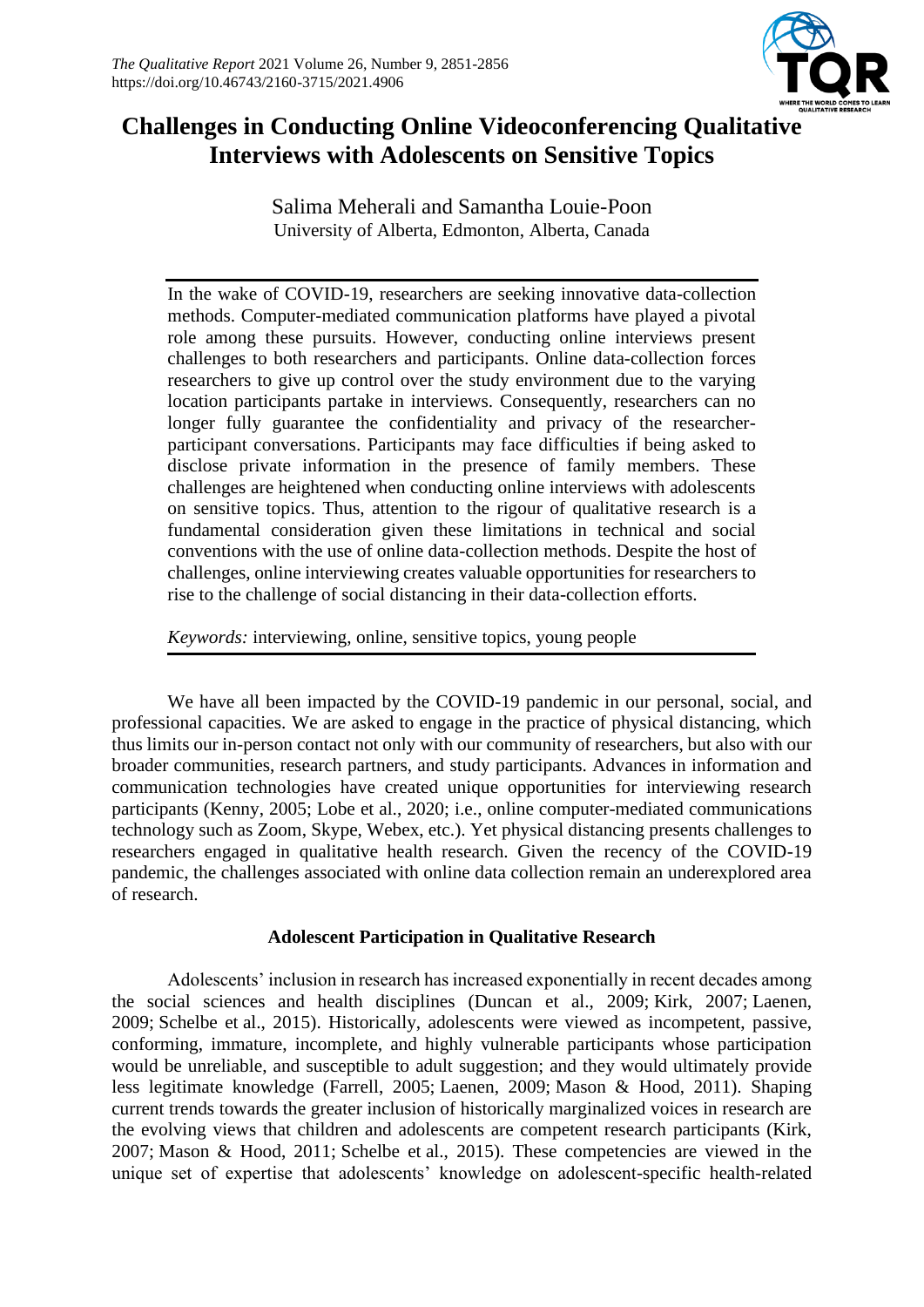# Challenges in Conducting Online Videoconferencing Qualitative Interviews with Adolescents on Sensitive Topics

Salima Meherali and Samantha Louie-Poon
University of Alberta, Edmonton, Alberta, Canada

In the wake of COVID-19, researchers are seeking innovative data-collection methods. Computer-mediated communication platforms have played a pivotal role among these pursuits. However, conducting online interviews present challenges to both researchers and participants. Online data-collection forces researchers to give up control over the study environment due to the varying location participants partake in interviews. Consequently, researchers can no longer fully guarantee the confidentiality and privacy of the researcher-participant conversations. Participants may face difficulties if being asked to disclose private information in the presence of family members. These challenges are heightened when conducting online interviews with adolescents on sensitive topics. Thus, attention to the rigour of qualitative research is a fundamental consideration given these limitations in technical and social conventions with the use of online data-collection methods. Despite the host of challenges, online interviewing creates valuable opportunities for researchers to rise to the challenge of social distancing in their data-collection efforts.

*Keywords:* interviewing, online, sensitive topics, young people

We have all been impacted by the COVID-19 pandemic in our personal, social, and professional capacities. We are asked to engage in the practice of physical distancing, which thus limits our in-person contact not only with our community of researchers, but also with our broader communities, research partners, and study participants. Advances in information and communication technologies have created unique opportunities for interviewing research participants (Kenny, 2005; Lobe et al., 2020; i.e., online computer-mediated communications technology such as Zoom, Skype, Webex, etc.). Yet physical distancing presents challenges to researchers engaged in qualitative health research. Given the recency of the COVID-19 pandemic, the challenges associated with online data collection remain an underexplored area of research.

## Adolescent Participation in Qualitative Research

Adolescents' inclusion in research has increased exponentially in recent decades among the social sciences and health disciplines (Duncan et al., 2009; Kirk, 2007; Laenen, 2009; Schelbe et al., 2015). Historically, adolescents were viewed as incompetent, passive, conforming, immature, incomplete, and highly vulnerable participants whose participation would be unreliable, and susceptible to adult suggestion; and they would ultimately provide less legitimate knowledge (Farrell, 2005; Laenen, 2009; Mason & Hood, 2011). Shaping current trends towards the greater inclusion of historically marginalized voices in research are the evolving views that children and adolescents are competent research participants (Kirk, 2007; Mason & Hood, 2011; Schelbe et al., 2015). These competencies are viewed in the unique set of expertise that adolescents' knowledge on adolescent-specific health-related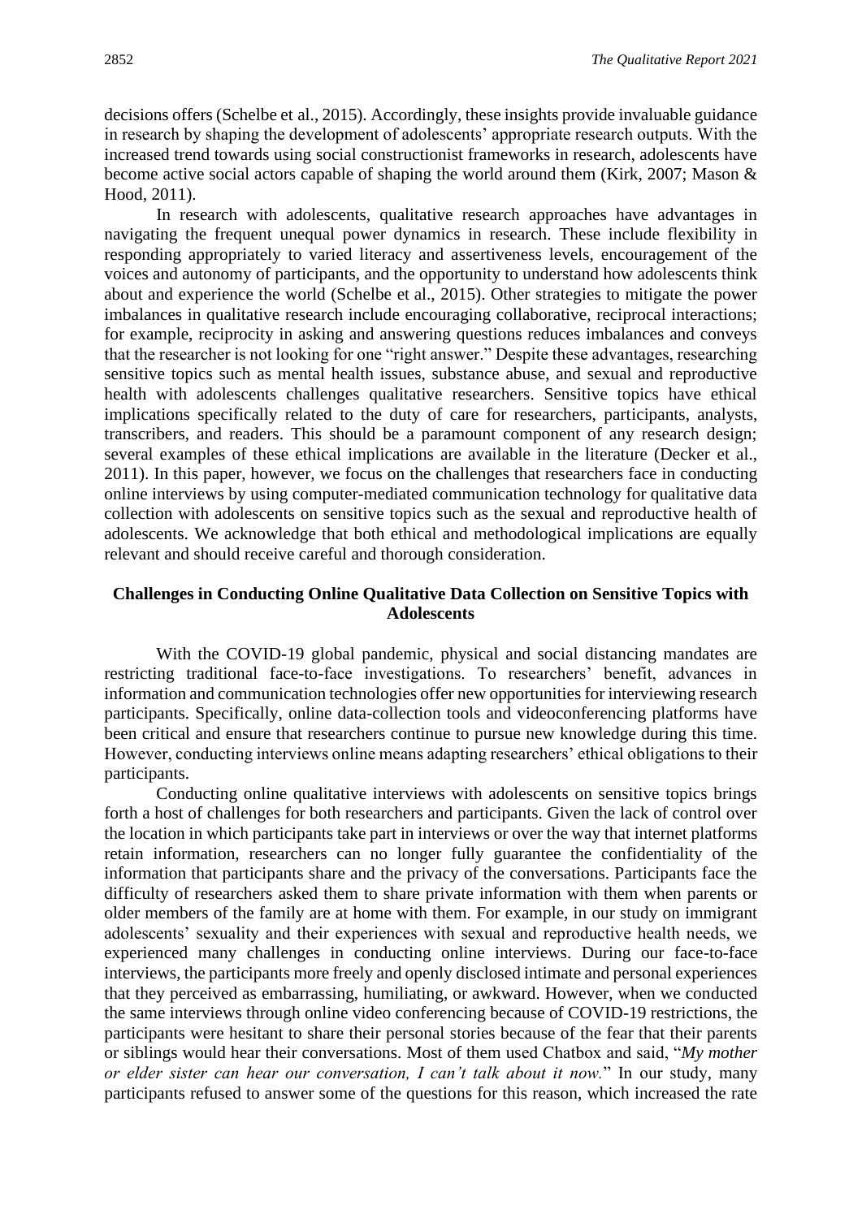decisions offers (Schelbe et al., 2015). Accordingly, these insights provide invaluable guidance in research by shaping the development of adolescents' appropriate research outputs. With the increased trend towards using social constructionist frameworks in research, adolescents have become active social actors capable of shaping the world around them (Kirk, 2007; Mason & Hood, 2011).

In research with adolescents, qualitative research approaches have advantages in navigating the frequent unequal power dynamics in research. These include flexibility in responding appropriately to varied literacy and assertiveness levels, encouragement of the voices and autonomy of participants, and the opportunity to understand how adolescents think about and experience the world (Schelbe et al., 2015). Other strategies to mitigate the power imbalances in qualitative research include encouraging collaborative, reciprocal interactions; for example, reciprocity in asking and answering questions reduces imbalances and conveys that the researcher is not looking for one "right answer." Despite these advantages, researching sensitive topics such as mental health issues, substance abuse, and sexual and reproductive health with adolescents challenges qualitative researchers. Sensitive topics have ethical implications specifically related to the duty of care for researchers, participants, analysts, transcribers, and readers. This should be a paramount component of any research design; several examples of these ethical implications are available in the literature (Decker et al., 2011). In this paper, however, we focus on the challenges that researchers face in conducting online interviews by using computer-mediated communication technology for qualitative data collection with adolescents on sensitive topics such as the sexual and reproductive health of adolescents. We acknowledge that both ethical and methodological implications are equally relevant and should receive careful and thorough consideration.

## Challenges in Conducting Online Qualitative Data Collection on Sensitive Topics with Adolescents

With the COVID-19 global pandemic, physical and social distancing mandates are restricting traditional face-to-face investigations. To researchers' benefit, advances in information and communication technologies offer new opportunities for interviewing research participants. Specifically, online data-collection tools and videoconferencing platforms have been critical and ensure that researchers continue to pursue new knowledge during this time. However, conducting interviews online means adapting researchers' ethical obligations to their participants.

Conducting online qualitative interviews with adolescents on sensitive topics brings forth a host of challenges for both researchers and participants. Given the lack of control over the location in which participants take part in interviews or over the way that internet platforms retain information, researchers can no longer fully guarantee the confidentiality of the information that participants share and the privacy of the conversations. Participants face the difficulty of researchers asked them to share private information with them when parents or older members of the family are at home with them. For example, in our study on immigrant adolescents' sexuality and their experiences with sexual and reproductive health needs, we experienced many challenges in conducting online interviews. During our face-to-face interviews, the participants more freely and openly disclosed intimate and personal experiences that they perceived as embarrassing, humiliating, or awkward. However, when we conducted the same interviews through online video conferencing because of COVID-19 restrictions, the participants were hesitant to share their personal stories because of the fear that their parents or siblings would hear their conversations. Most of them used Chatbox and said, "*My mother or elder sister can hear our conversation, I can't talk about it now.*" In our study, many participants refused to answer some of the questions for this reason, which increased the rate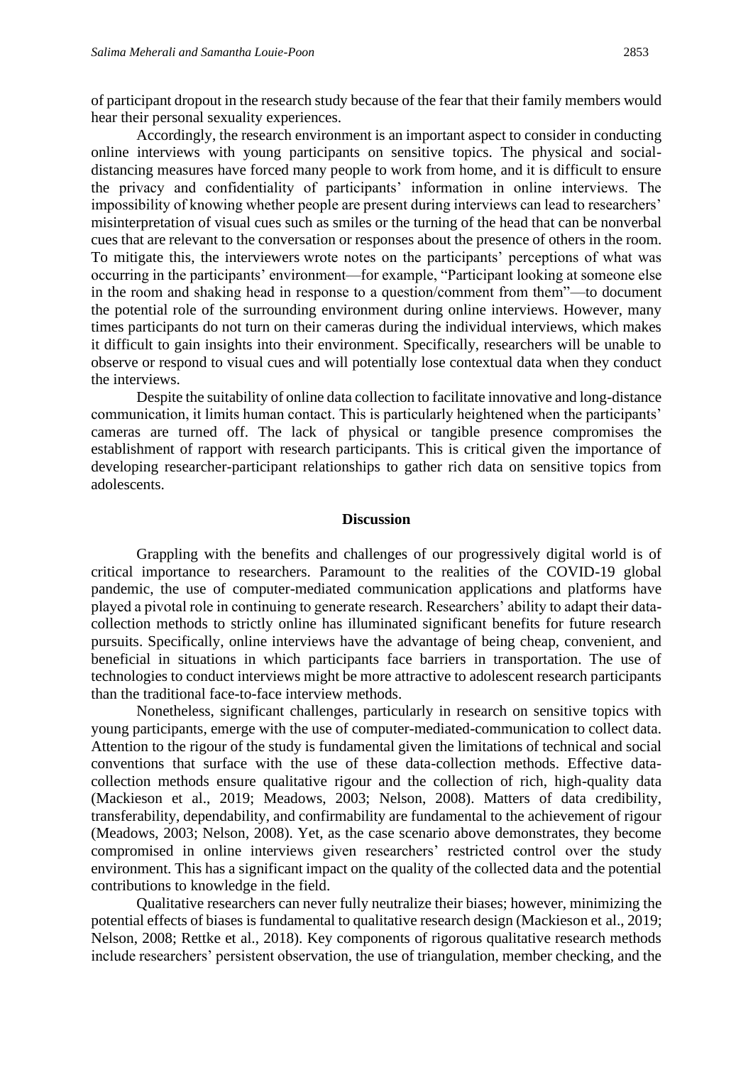of participant dropout in the research study because of the fear that their family members would hear their personal sexuality experiences.

Accordingly, the research environment is an important aspect to consider in conducting online interviews with young participants on sensitive topics. The physical and social-distancing measures have forced many people to work from home, and it is difficult to ensure the privacy and confidentiality of participants' information in online interviews. The impossibility of knowing whether people are present during interviews can lead to researchers' misinterpretation of visual cues such as smiles or the turning of the head that can be nonverbal cues that are relevant to the conversation or responses about the presence of others in the room. To mitigate this, the interviewers wrote notes on the participants' perceptions of what was occurring in the participants' environment—for example, "Participant looking at someone else in the room and shaking head in response to a question/comment from them"—to document the potential role of the surrounding environment during online interviews. However, many times participants do not turn on their cameras during the individual interviews, which makes it difficult to gain insights into their environment. Specifically, researchers will be unable to observe or respond to visual cues and will potentially lose contextual data when they conduct the interviews.

Despite the suitability of online data collection to facilitate innovative and long-distance communication, it limits human contact. This is particularly heightened when the participants' cameras are turned off. The lack of physical or tangible presence compromises the establishment of rapport with research participants. This is critical given the importance of developing researcher-participant relationships to gather rich data on sensitive topics from adolescents.

## Discussion

Grappling with the benefits and challenges of our progressively digital world is of critical importance to researchers. Paramount to the realities of the COVID-19 global pandemic, the use of computer-mediated communication applications and platforms have played a pivotal role in continuing to generate research. Researchers' ability to adapt their data-collection methods to strictly online has illuminated significant benefits for future research pursuits. Specifically, online interviews have the advantage of being cheap, convenient, and beneficial in situations in which participants face barriers in transportation. The use of technologies to conduct interviews might be more attractive to adolescent research participants than the traditional face-to-face interview methods.

Nonetheless, significant challenges, particularly in research on sensitive topics with young participants, emerge with the use of computer-mediated-communication to collect data. Attention to the rigour of the study is fundamental given the limitations of technical and social conventions that surface with the use of these data-collection methods. Effective data-collection methods ensure qualitative rigour and the collection of rich, high-quality data (Mackieson et al., 2019; Meadows, 2003; Nelson, 2008). Matters of data credibility, transferability, dependability, and confirmability are fundamental to the achievement of rigour (Meadows, 2003; Nelson, 2008). Yet, as the case scenario above demonstrates, they become compromised in online interviews given researchers' restricted control over the study environment. This has a significant impact on the quality of the collected data and the potential contributions to knowledge in the field.

Qualitative researchers can never fully neutralize their biases; however, minimizing the potential effects of biases is fundamental to qualitative research design (Mackieson et al., 2019; Nelson, 2008; Rettke et al., 2018). Key components of rigorous qualitative research methods include researchers' persistent observation, the use of triangulation, member checking, and the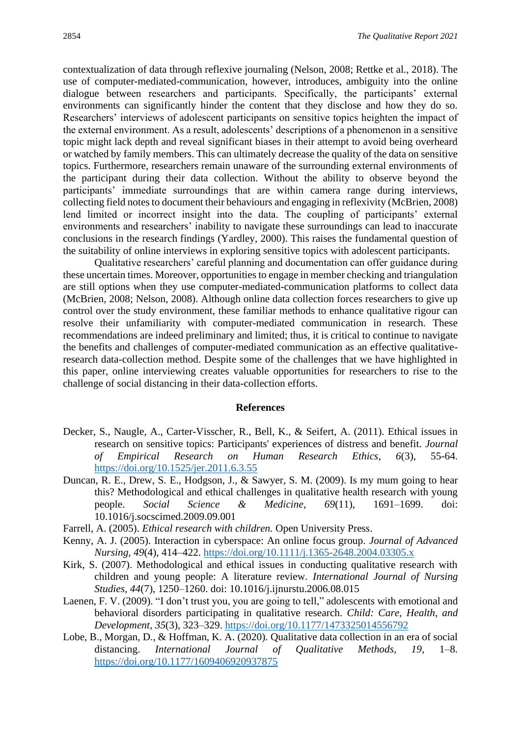contextualization of data through reflexive journaling (Nelson, 2008; Rettke et al., 2018). The use of computer-mediated-communication, however, introduces, ambiguity into the online dialogue between researchers and participants. Specifically, the participants' external environments can significantly hinder the content that they disclose and how they do so. Researchers' interviews of adolescent participants on sensitive topics heighten the impact of the external environment. As a result, adolescents' descriptions of a phenomenon in a sensitive topic might lack depth and reveal significant biases in their attempt to avoid being overheard or watched by family members. This can ultimately decrease the quality of the data on sensitive topics. Furthermore, researchers remain unaware of the surrounding external environments of the participant during their data collection. Without the ability to observe beyond the participants' immediate surroundings that are within camera range during interviews, collecting field notes to document their behaviours and engaging in reflexivity (McBrien, 2008) lend limited or incorrect insight into the data. The coupling of participants' external environments and researchers' inability to navigate these surroundings can lead to inaccurate conclusions in the research findings (Yardley, 2000). This raises the fundamental question of the suitability of online interviews in exploring sensitive topics with adolescent participants.

Qualitative researchers' careful planning and documentation can offer guidance during these uncertain times. Moreover, opportunities to engage in member checking and triangulation are still options when they use computer-mediated-communication platforms to collect data (McBrien, 2008; Nelson, 2008). Although online data collection forces researchers to give up control over the study environment, these familiar methods to enhance qualitative rigour can resolve their unfamiliarity with computer-mediated communication in research. These recommendations are indeed preliminary and limited; thus, it is critical to continue to navigate the benefits and challenges of computer-mediated communication as an effective qualitative-research data-collection method. Despite some of the challenges that we have highlighted in this paper, online interviewing creates valuable opportunities for researchers to rise to the challenge of social distancing in their data-collection efforts.

## References

Decker, S., Naugle, A., Carter-Visscher, R., Bell, K., & Seifert, A. (2011). Ethical issues in research on sensitive topics: Participants' experiences of distress and benefit. *Journal of Empirical Research on Human Research Ethics*, *6*(3), 55-64. https://doi.org/10.1525/jer.2011.6.3.55

Duncan, R. E., Drew, S. E., Hodgson, J., & Sawyer, S. M. (2009). Is my mum going to hear this? Methodological and ethical challenges in qualitative health research with young people. *Social Science & Medicine*, *69*(11), 1691–1699. doi: 10.1016/j.socscimed.2009.09.001

Farrell, A. (2005). *Ethical research with children.* Open University Press.

Kenny, A. J. (2005). Interaction in cyberspace: An online focus group. *Journal of Advanced Nursing*, *49*(4), 414–422. https://doi.org/10.1111/j.1365-2648.2004.03305.x

Kirk, S. (2007). Methodological and ethical issues in conducting qualitative research with children and young people: A literature review. *International Journal of Nursing Studies*, *44*(7), 1250–1260. doi: 10.1016/j.ijnurstu.2006.08.015

Laenen, F. V. (2009). "I don't trust you, you are going to tell," adolescents with emotional and behavioral disorders participating in qualitative research. *Child: Care, Health, and Development*, *35*(3), 323–329. https://doi.org/10.1177/1473325014556792

Lobe, B., Morgan, D., & Hoffman, K. A. (2020). Qualitative data collection in an era of social distancing. *International Journal of Qualitative Methods*, *19*, 1–8. https://doi.org/10.1177/1609406920937875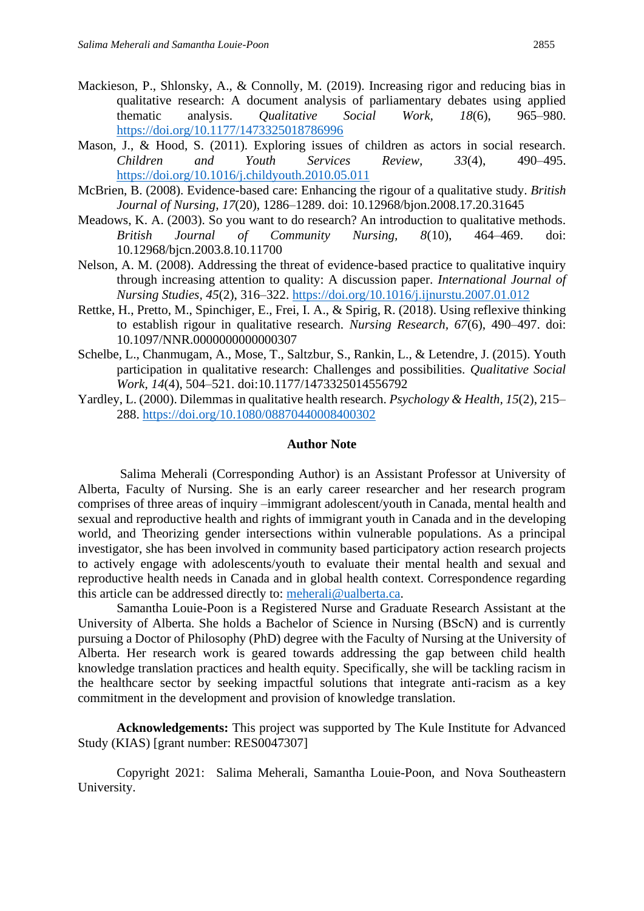Mackieson, P., Shlonsky, A., & Connolly, M. (2019). Increasing rigor and reducing bias in qualitative research: A document analysis of parliamentary debates using applied thematic analysis. *Qualitative Social Work, 18*(6), 965–980. https://doi.org/10.1177/1473325018786996

Mason, J., & Hood, S. (2011). Exploring issues of children as actors in social research. *Children and Youth Services Review, 33*(4), 490–495. https://doi.org/10.1016/j.childyouth.2010.05.011

McBrien, B. (2008). Evidence-based care: Enhancing the rigour of a qualitative study. *British Journal of Nursing, 17*(20), 1286–1289. doi: 10.12968/bjon.2008.17.20.31645

Meadows, K. A. (2003). So you want to do research? An introduction to qualitative methods. *British Journal of Community Nursing, 8*(10), 464–469. doi: 10.12968/bjcn.2003.8.10.11700

Nelson, A. M. (2008). Addressing the threat of evidence-based practice to qualitative inquiry through increasing attention to quality: A discussion paper. *International Journal of Nursing Studies, 45*(2), 316–322. https://doi.org/10.1016/j.ijnurstu.2007.01.012

Rettke, H., Pretto, M., Spinchiger, E., Frei, I. A., & Spirig, R. (2018). Using reflexive thinking to establish rigour in qualitative research. *Nursing Research, 67*(6), 490–497. doi: 10.1097/NNR.0000000000000307

Schelbe, L., Chanmugam, A., Mose, T., Saltzbur, S., Rankin, L., & Letendre, J. (2015). Youth participation in qualitative research: Challenges and possibilities. *Qualitative Social Work, 14*(4), 504–521. doi:10.1177/1473325014556792

Yardley, L. (2000). Dilemmas in qualitative health research. *Psychology & Health, 15*(2), 215–288. https://doi.org/10.1080/08870440008400302

## Author Note

Salima Meherali (Corresponding Author) is an Assistant Professor at University of Alberta, Faculty of Nursing. She is an early career researcher and her research program comprises of three areas of inquiry –immigrant adolescent/youth in Canada, mental health and sexual and reproductive health and rights of immigrant youth in Canada and in the developing world, and Theorizing gender intersections within vulnerable populations. As a principal investigator, she has been involved in community based participatory action research projects to actively engage with adolescents/youth to evaluate their mental health and sexual and reproductive health needs in Canada and in global health context. Correspondence regarding this article can be addressed directly to: meherali@ualberta.ca.

Samantha Louie-Poon is a Registered Nurse and Graduate Research Assistant at the University of Alberta. She holds a Bachelor of Science in Nursing (BScN) and is currently pursuing a Doctor of Philosophy (PhD) degree with the Faculty of Nursing at the University of Alberta. Her research work is geared towards addressing the gap between child health knowledge translation practices and health equity. Specifically, she will be tackling racism in the healthcare sector by seeking impactful solutions that integrate anti-racism as a key commitment in the development and provision of knowledge translation.

**Acknowledgements:** This project was supported by The Kule Institute for Advanced Study (KIAS) [grant number: RES0047307]

Copyright 2021: Salima Meherali, Samantha Louie-Poon, and Nova Southeastern University.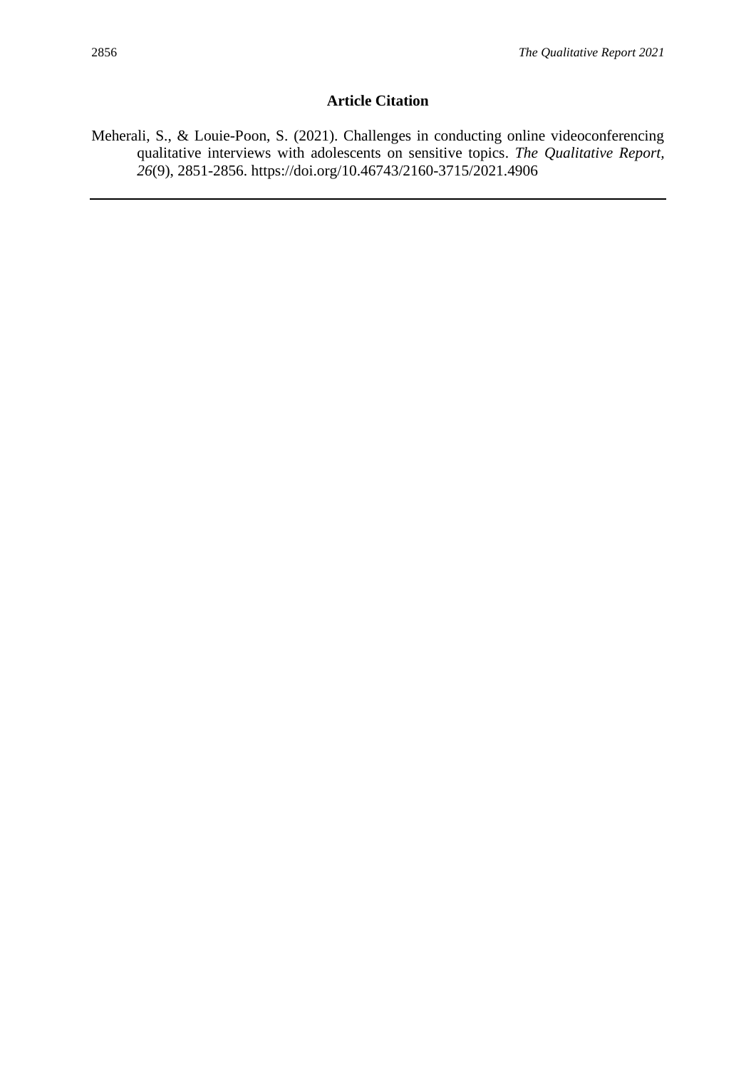## Article Citation

Meherali, S., & Louie-Poon, S. (2021). Challenges in conducting online videoconferencing qualitative interviews with adolescents on sensitive topics. *The Qualitative Report, 26*(9), 2851-2856. https://doi.org/10.46743/2160-3715/2021.4906